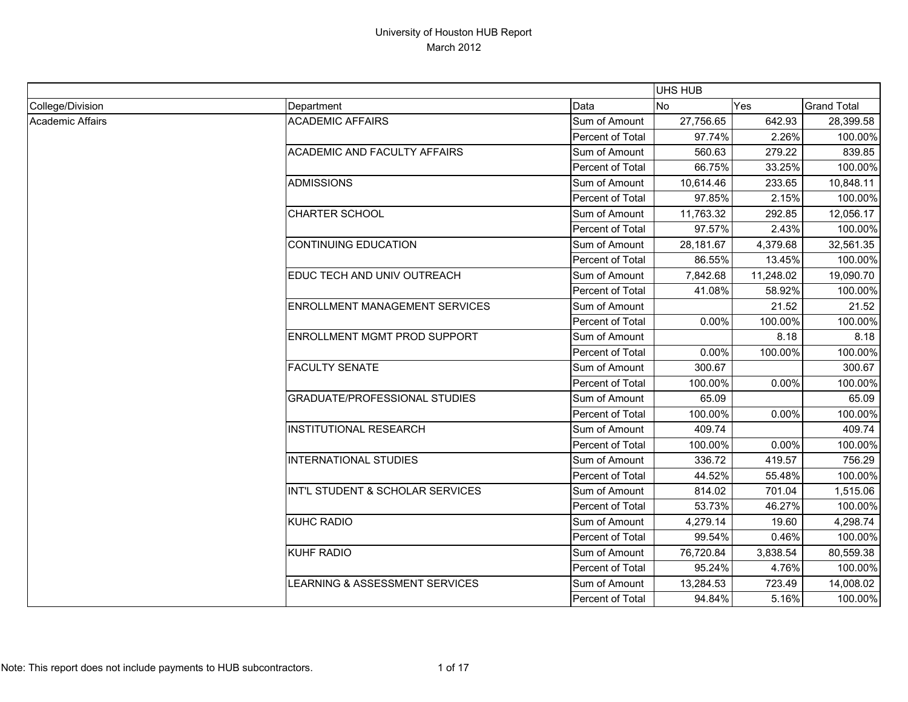# University of Houston HUB Report

March 2012

| | | | UHS HUB | | |
|---|---|---|---|---|---|
| College/Division | Department | Data | No | Yes | Grand Total |
| Academic Affairs | ACADEMIC AFFAIRS | Sum of Amount | 27,756.65 | 642.93 | 28,399.58 |
| | | Percent of Total | 97.74% | 2.26% | 100.00% |
| | ACADEMIC AND FACULTY AFFAIRS | Sum of Amount | 560.63 | 279.22 | 839.85 |
| | | Percent of Total | 66.75% | 33.25% | 100.00% |
| | ADMISSIONS | Sum of Amount | 10,614.46 | 233.65 | 10,848.11 |
| | | Percent of Total | 97.85% | 2.15% | 100.00% |
| | CHARTER SCHOOL | Sum of Amount | 11,763.32 | 292.85 | 12,056.17 |
| | | Percent of Total | 97.57% | 2.43% | 100.00% |
| | CONTINUING EDUCATION | Sum of Amount | 28,181.67 | 4,379.68 | 32,561.35 |
| | | Percent of Total | 86.55% | 13.45% | 100.00% |
| | EDUC TECH AND UNIV OUTREACH | Sum of Amount | 7,842.68 | 11,248.02 | 19,090.70 |
| | | Percent of Total | 41.08% | 58.92% | 100.00% |
| | ENROLLMENT MANAGEMENT SERVICES | Sum of Amount | | 21.52 | 21.52 |
| | | Percent of Total | 0.00% | 100.00% | 100.00% |
| | ENROLLMENT MGMT PROD SUPPORT | Sum of Amount | | 8.18 | 8.18 |
| | | Percent of Total | 0.00% | 100.00% | 100.00% |
| | FACULTY SENATE | Sum of Amount | 300.67 | | 300.67 |
| | | Percent of Total | 100.00% | 0.00% | 100.00% |
| | GRADUATE/PROFESSIONAL STUDIES | Sum of Amount | 65.09 | | 65.09 |
| | | Percent of Total | 100.00% | 0.00% | 100.00% |
| | INSTITUTIONAL RESEARCH | Sum of Amount | 409.74 | | 409.74 |
| | | Percent of Total | 100.00% | 0.00% | 100.00% |
| | INTERNATIONAL STUDIES | Sum of Amount | 336.72 | 419.57 | 756.29 |
| | | Percent of Total | 44.52% | 55.48% | 100.00% |
| | INT'L STUDENT & SCHOLAR SERVICES | Sum of Amount | 814.02 | 701.04 | 1,515.06 |
| | | Percent of Total | 53.73% | 46.27% | 100.00% |
| | KUHC RADIO | Sum of Amount | 4,279.14 | 19.60 | 4,298.74 |
| | | Percent of Total | 99.54% | 0.46% | 100.00% |
| | KUHF RADIO | Sum of Amount | 76,720.84 | 3,838.54 | 80,559.38 |
| | | Percent of Total | 95.24% | 4.76% | 100.00% |
| | LEARNING & ASSESSMENT SERVICES | Sum of Amount | 13,284.53 | 723.49 | 14,008.02 |
| | | Percent of Total | 94.84% | 5.16% | 100.00% |

Note: This report does not include payments to HUB subcontractors.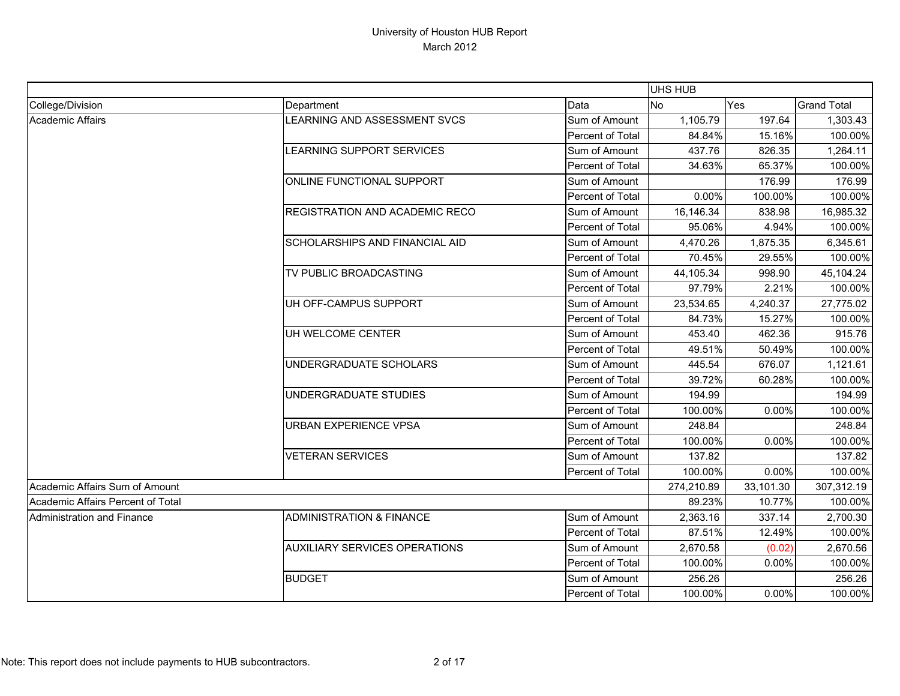University of Houston HUB Report
March 2012

| | | | UHS HUB | | |
|---|---|---|---|---|---|
| College/Division | Department | Data | No | Yes | Grand Total |
| Academic Affairs | LEARNING AND ASSESSMENT SVCS | Sum of Amount | 1,105.79 | 197.64 | 1,303.43 |
| | | Percent of Total | 84.84% | 15.16% | 100.00% |
| | LEARNING SUPPORT SERVICES | Sum of Amount | 437.76 | 826.35 | 1,264.11 |
| | | Percent of Total | 34.63% | 65.37% | 100.00% |
| | ONLINE FUNCTIONAL SUPPORT | Sum of Amount | | 176.99 | 176.99 |
| | | Percent of Total | 0.00% | 100.00% | 100.00% |
| | REGISTRATION AND ACADEMIC RECO | Sum of Amount | 16,146.34 | 838.98 | 16,985.32 |
| | | Percent of Total | 95.06% | 4.94% | 100.00% |
| | SCHOLARSHIPS AND FINANCIAL AID | Sum of Amount | 4,470.26 | 1,875.35 | 6,345.61 |
| | | Percent of Total | 70.45% | 29.55% | 100.00% |
| | TV PUBLIC BROADCASTING | Sum of Amount | 44,105.34 | 998.90 | 45,104.24 |
| | | Percent of Total | 97.79% | 2.21% | 100.00% |
| | UH OFF-CAMPUS SUPPORT | Sum of Amount | 23,534.65 | 4,240.37 | 27,775.02 |
| | | Percent of Total | 84.73% | 15.27% | 100.00% |
| | UH WELCOME CENTER | Sum of Amount | 453.40 | 462.36 | 915.76 |
| | | Percent of Total | 49.51% | 50.49% | 100.00% |
| | UNDERGRADUATE SCHOLARS | Sum of Amount | 445.54 | 676.07 | 1,121.61 |
| | | Percent of Total | 39.72% | 60.28% | 100.00% |
| | UNDERGRADUATE STUDIES | Sum of Amount | 194.99 | | 194.99 |
| | | Percent of Total | 100.00% | 0.00% | 100.00% |
| | URBAN EXPERIENCE VPSA | Sum of Amount | 248.84 | | 248.84 |
| | | Percent of Total | 100.00% | 0.00% | 100.00% |
| | VETERAN SERVICES | Sum of Amount | 137.82 | | 137.82 |
| | | Percent of Total | 100.00% | 0.00% | 100.00% |
| Academic Affairs Sum of Amount | | | 274,210.89 | 33,101.30 | 307,312.19 |
| Academic Affairs Percent of Total | | | 89.23% | 10.77% | 100.00% |
| Administration and Finance | ADMINISTRATION & FINANCE | Sum of Amount | 2,363.16 | 337.14 | 2,700.30 |
| | | Percent of Total | 87.51% | 12.49% | 100.00% |
| | AUXILIARY SERVICES OPERATIONS | Sum of Amount | 2,670.58 | (0.02) | 2,670.56 |
| | | Percent of Total | 100.00% | 0.00% | 100.00% |
| | BUDGET | Sum of Amount | 256.26 | | 256.26 |
| | | Percent of Total | 100.00% | 0.00% | 100.00% |

Note: This report does not include payments to HUB subcontractors.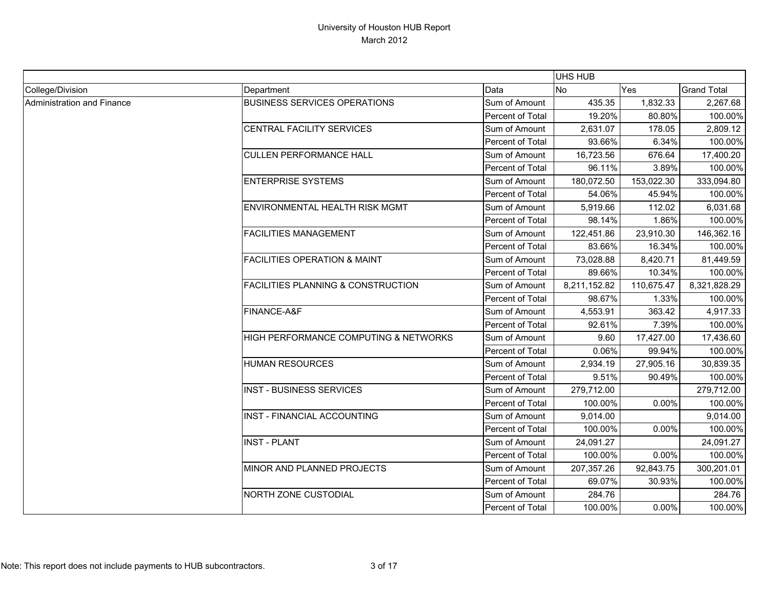# University of Houston HUB Report

March 2012

| | | | UHS HUB | | |
|---|---|---|---|---|---|
| College/Division | Department | Data | No | Yes | Grand Total |
| Administration and Finance | BUSINESS SERVICES OPERATIONS | Sum of Amount | 435.35 | 1,832.33 | 2,267.68 |
| | | Percent of Total | 19.20% | 80.80% | 100.00% |
| | CENTRAL FACILITY SERVICES | Sum of Amount | 2,631.07 | 178.05 | 2,809.12 |
| | | Percent of Total | 93.66% | 6.34% | 100.00% |
| | CULLEN PERFORMANCE HALL | Sum of Amount | 16,723.56 | 676.64 | 17,400.20 |
| | | Percent of Total | 96.11% | 3.89% | 100.00% |
| | ENTERPRISE SYSTEMS | Sum of Amount | 180,072.50 | 153,022.30 | 333,094.80 |
| | | Percent of Total | 54.06% | 45.94% | 100.00% |
| | ENVIRONMENTAL HEALTH RISK MGMT | Sum of Amount | 5,919.66 | 112.02 | 6,031.68 |
| | | Percent of Total | 98.14% | 1.86% | 100.00% |
| | FACILITIES MANAGEMENT | Sum of Amount | 122,451.86 | 23,910.30 | 146,362.16 |
| | | Percent of Total | 83.66% | 16.34% | 100.00% |
| | FACILITIES OPERATION & MAINT | Sum of Amount | 73,028.88 | 8,420.71 | 81,449.59 |
| | | Percent of Total | 89.66% | 10.34% | 100.00% |
| | FACILITIES PLANNING & CONSTRUCTION | Sum of Amount | 8,211,152.82 | 110,675.47 | 8,321,828.29 |
| | | Percent of Total | 98.67% | 1.33% | 100.00% |
| | FINANCE-A&F | Sum of Amount | 4,553.91 | 363.42 | 4,917.33 |
| | | Percent of Total | 92.61% | 7.39% | 100.00% |
| | HIGH PERFORMANCE COMPUTING & NETWORKS | Sum of Amount | 9.60 | 17,427.00 | 17,436.60 |
| | | Percent of Total | 0.06% | 99.94% | 100.00% |
| | HUMAN RESOURCES | Sum of Amount | 2,934.19 | 27,905.16 | 30,839.35 |
| | | Percent of Total | 9.51% | 90.49% | 100.00% |
| | INST - BUSINESS SERVICES | Sum of Amount | 279,712.00 | | 279,712.00 |
| | | Percent of Total | 100.00% | 0.00% | 100.00% |
| | INST - FINANCIAL ACCOUNTING | Sum of Amount | 9,014.00 | | 9,014.00 |
| | | Percent of Total | 100.00% | 0.00% | 100.00% |
| | INST - PLANT | Sum of Amount | 24,091.27 | | 24,091.27 |
| | | Percent of Total | 100.00% | 0.00% | 100.00% |
| | MINOR AND PLANNED PROJECTS | Sum of Amount | 207,357.26 | 92,843.75 | 300,201.01 |
| | | Percent of Total | 69.07% | 30.93% | 100.00% |
| | NORTH ZONE CUSTODIAL | Sum of Amount | 284.76 | | 284.76 |
| | | Percent of Total | 100.00% | 0.00% | 100.00% |

Note: This report does not include payments to HUB subcontractors.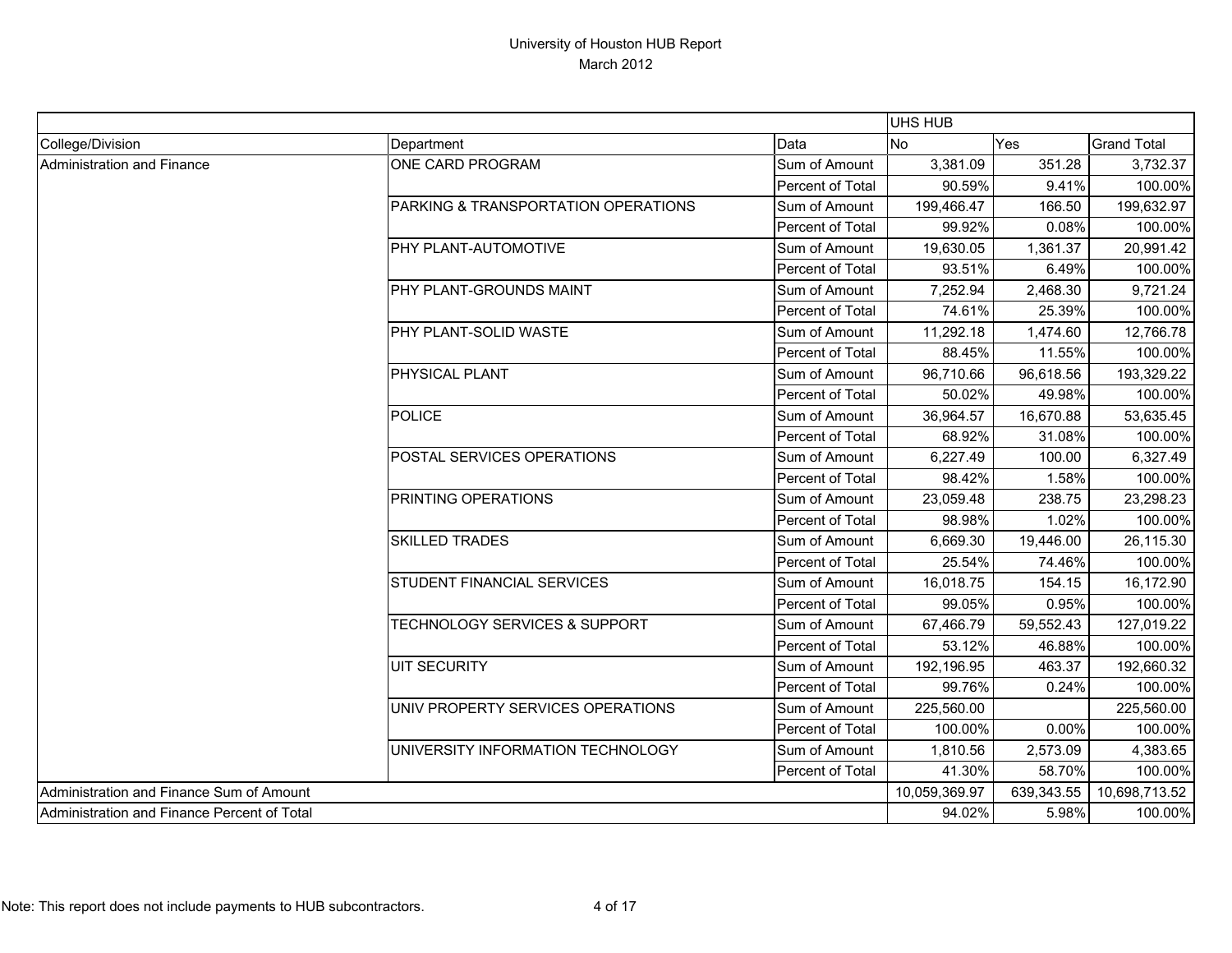# University of Houston HUB Report
March 2012

| | | | UHS HUB | | |
|---|---|---|---|---|---|
| College/Division | Department | Data | No | Yes | Grand Total |
| Administration and Finance | ONE CARD PROGRAM | Sum of Amount | 3,381.09 | 351.28 | 3,732.37 |
| | | Percent of Total | 90.59% | 9.41% | 100.00% |
| | PARKING & TRANSPORTATION OPERATIONS | Sum of Amount | 199,466.47 | 166.50 | 199,632.97 |
| | | Percent of Total | 99.92% | 0.08% | 100.00% |
| | PHY PLANT-AUTOMOTIVE | Sum of Amount | 19,630.05 | 1,361.37 | 20,991.42 |
| | | Percent of Total | 93.51% | 6.49% | 100.00% |
| | PHY PLANT-GROUNDS MAINT | Sum of Amount | 7,252.94 | 2,468.30 | 9,721.24 |
| | | Percent of Total | 74.61% | 25.39% | 100.00% |
| | PHY PLANT-SOLID WASTE | Sum of Amount | 11,292.18 | 1,474.60 | 12,766.78 |
| | | Percent of Total | 88.45% | 11.55% | 100.00% |
| | PHYSICAL PLANT | Sum of Amount | 96,710.66 | 96,618.56 | 193,329.22 |
| | | Percent of Total | 50.02% | 49.98% | 100.00% |
| | POLICE | Sum of Amount | 36,964.57 | 16,670.88 | 53,635.45 |
| | | Percent of Total | 68.92% | 31.08% | 100.00% |
| | POSTAL SERVICES OPERATIONS | Sum of Amount | 6,227.49 | 100.00 | 6,327.49 |
| | | Percent of Total | 98.42% | 1.58% | 100.00% |
| | PRINTING OPERATIONS | Sum of Amount | 23,059.48 | 238.75 | 23,298.23 |
| | | Percent of Total | 98.98% | 1.02% | 100.00% |
| | SKILLED TRADES | Sum of Amount | 6,669.30 | 19,446.00 | 26,115.30 |
| | | Percent of Total | 25.54% | 74.46% | 100.00% |
| | STUDENT FINANCIAL SERVICES | Sum of Amount | 16,018.75 | 154.15 | 16,172.90 |
| | | Percent of Total | 99.05% | 0.95% | 100.00% |
| | TECHNOLOGY SERVICES & SUPPORT | Sum of Amount | 67,466.79 | 59,552.43 | 127,019.22 |
| | | Percent of Total | 53.12% | 46.88% | 100.00% |
| | UIT SECURITY | Sum of Amount | 192,196.95 | 463.37 | 192,660.32 |
| | | Percent of Total | 99.76% | 0.24% | 100.00% |
| | UNIV PROPERTY SERVICES OPERATIONS | Sum of Amount | 225,560.00 | | 225,560.00 |
| | | Percent of Total | 100.00% | 0.00% | 100.00% |
| | UNIVERSITY INFORMATION TECHNOLOGY | Sum of Amount | 1,810.56 | 2,573.09 | 4,383.65 |
| | | Percent of Total | 41.30% | 58.70% | 100.00% |
| Administration and Finance Sum of Amount | | | 10,059,369.97 | 639,343.55 | 10,698,713.52 |
| Administration and Finance Percent of Total | | | 94.02% | 5.98% | 100.00% |

Note: This report does not include payments to HUB subcontractors.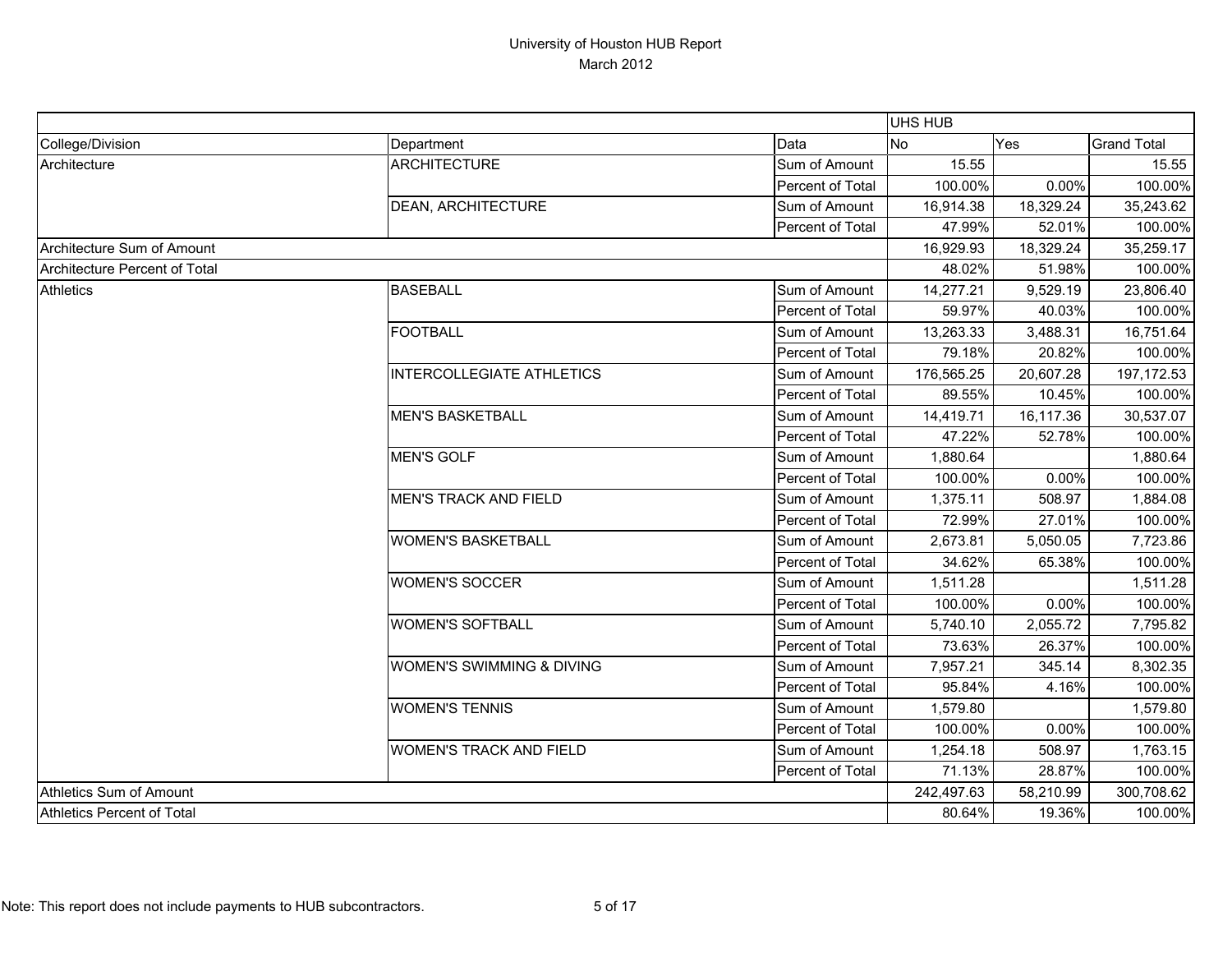# University of Houston HUB Report
March 2012

| | | | UHS HUB | | |
|---|---|---|---|---|---|
| College/Division | Department | Data | No | Yes | Grand Total |
| Architecture | ARCHITECTURE | Sum of Amount | 15.55 | | 15.55 |
| | | Percent of Total | 100.00% | 0.00% | 100.00% |
| | DEAN, ARCHITECTURE | Sum of Amount | 16,914.38 | 18,329.24 | 35,243.62 |
| | | Percent of Total | 47.99% | 52.01% | 100.00% |
| Architecture Sum of Amount | | | 16,929.93 | 18,329.24 | 35,259.17 |
| Architecture Percent of Total | | | 48.02% | 51.98% | 100.00% |
| Athletics | BASEBALL | Sum of Amount | 14,277.21 | 9,529.19 | 23,806.40 |
| | | Percent of Total | 59.97% | 40.03% | 100.00% |
| | FOOTBALL | Sum of Amount | 13,263.33 | 3,488.31 | 16,751.64 |
| | | Percent of Total | 79.18% | 20.82% | 100.00% |
| | INTERCOLLEGIATE ATHLETICS | Sum of Amount | 176,565.25 | 20,607.28 | 197,172.53 |
| | | Percent of Total | 89.55% | 10.45% | 100.00% |
| | MEN'S BASKETBALL | Sum of Amount | 14,419.71 | 16,117.36 | 30,537.07 |
| | | Percent of Total | 47.22% | 52.78% | 100.00% |
| | MEN'S GOLF | Sum of Amount | 1,880.64 | | 1,880.64 |
| | | Percent of Total | 100.00% | 0.00% | 100.00% |
| | MEN'S TRACK AND FIELD | Sum of Amount | 1,375.11 | 508.97 | 1,884.08 |
| | | Percent of Total | 72.99% | 27.01% | 100.00% |
| | WOMEN'S BASKETBALL | Sum of Amount | 2,673.81 | 5,050.05 | 7,723.86 |
| | | Percent of Total | 34.62% | 65.38% | 100.00% |
| | WOMEN'S SOCCER | Sum of Amount | 1,511.28 | | 1,511.28 |
| | | Percent of Total | 100.00% | 0.00% | 100.00% |
| | WOMEN'S SOFTBALL | Sum of Amount | 5,740.10 | 2,055.72 | 7,795.82 |
| | | Percent of Total | 73.63% | 26.37% | 100.00% |
| | WOMEN'S SWIMMING & DIVING | Sum of Amount | 7,957.21 | 345.14 | 8,302.35 |
| | | Percent of Total | 95.84% | 4.16% | 100.00% |
| | WOMEN'S TENNIS | Sum of Amount | 1,579.80 | | 1,579.80 |
| | | Percent of Total | 100.00% | 0.00% | 100.00% |
| | WOMEN'S TRACK AND FIELD | Sum of Amount | 1,254.18 | 508.97 | 1,763.15 |
| | | Percent of Total | 71.13% | 28.87% | 100.00% |
| Athletics Sum of Amount | | | 242,497.63 | 58,210.99 | 300,708.62 |
| Athletics Percent of Total | | | 80.64% | 19.36% | 100.00% |

Note: This report does not include payments to HUB subcontractors.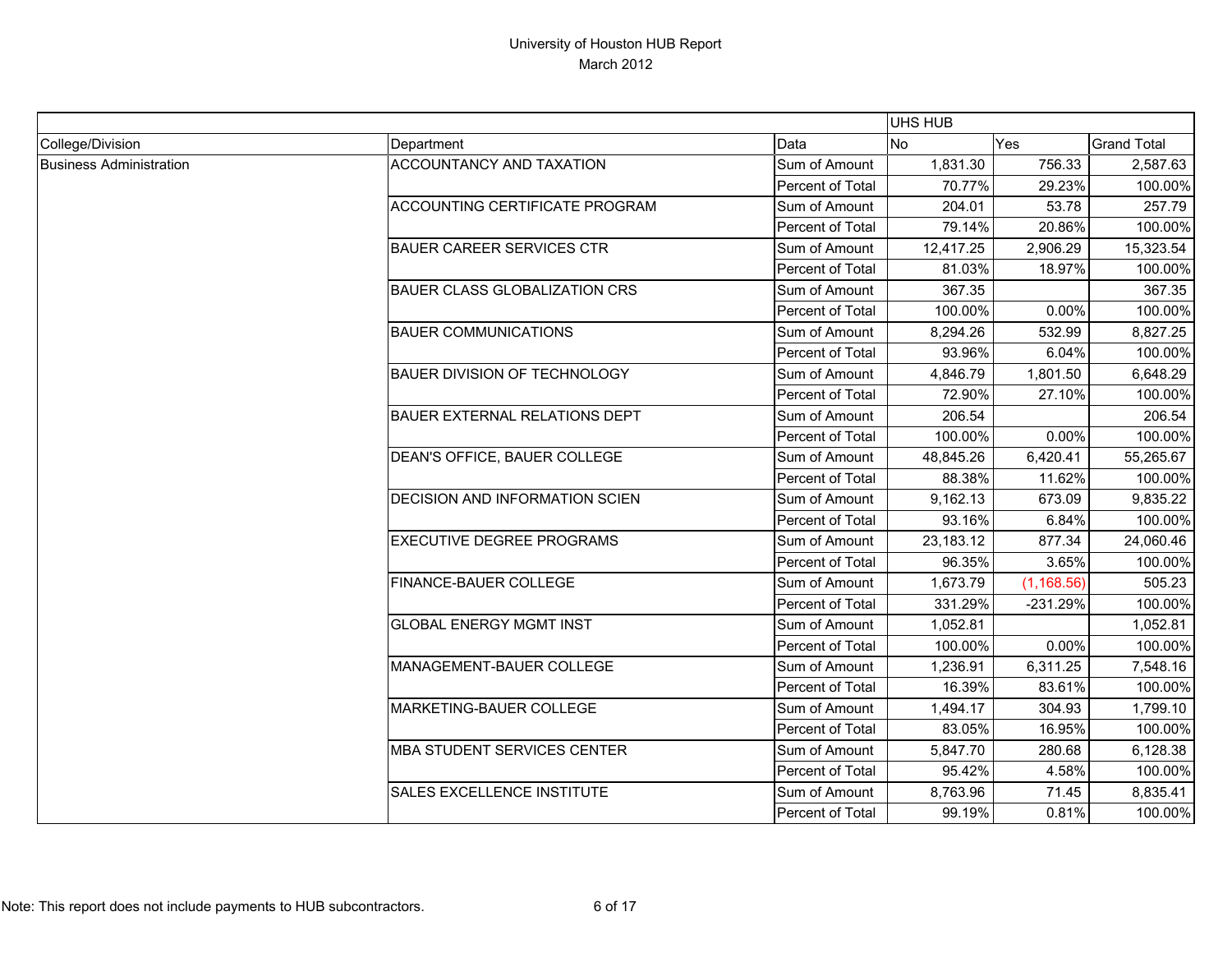# University of Houston HUB Report
## March 2012

| | | | UHS HUB | | |
|---|---|---|---|---|---|
| College/Division | Department | Data | No | Yes | Grand Total |
| Business Administration | ACCOUNTANCY AND TAXATION | Sum of Amount | 1,831.30 | 756.33 | 2,587.63 |
| | | Percent of Total | 70.77% | 29.23% | 100.00% |
| | ACCOUNTING CERTIFICATE PROGRAM | Sum of Amount | 204.01 | 53.78 | 257.79 |
| | | Percent of Total | 79.14% | 20.86% | 100.00% |
| | BAUER CAREER SERVICES CTR | Sum of Amount | 12,417.25 | 2,906.29 | 15,323.54 |
| | | Percent of Total | 81.03% | 18.97% | 100.00% |
| | BAUER CLASS GLOBALIZATION CRS | Sum of Amount | 367.35 | | 367.35 |
| | | Percent of Total | 100.00% | 0.00% | 100.00% |
| | BAUER COMMUNICATIONS | Sum of Amount | 8,294.26 | 532.99 | 8,827.25 |
| | | Percent of Total | 93.96% | 6.04% | 100.00% |
| | BAUER DIVISION OF TECHNOLOGY | Sum of Amount | 4,846.79 | 1,801.50 | 6,648.29 |
| | | Percent of Total | 72.90% | 27.10% | 100.00% |
| | BAUER EXTERNAL RELATIONS DEPT | Sum of Amount | 206.54 | | 206.54 |
| | | Percent of Total | 100.00% | 0.00% | 100.00% |
| | DEAN'S OFFICE, BAUER COLLEGE | Sum of Amount | 48,845.26 | 6,420.41 | 55,265.67 |
| | | Percent of Total | 88.38% | 11.62% | 100.00% |
| | DECISION AND INFORMATION SCIEN | Sum of Amount | 9,162.13 | 673.09 | 9,835.22 |
| | | Percent of Total | 93.16% | 6.84% | 100.00% |
| | EXECUTIVE DEGREE PROGRAMS | Sum of Amount | 23,183.12 | 877.34 | 24,060.46 |
| | | Percent of Total | 96.35% | 3.65% | 100.00% |
| | FINANCE-BAUER COLLEGE | Sum of Amount | 1,673.79 | (1,168.56) | 505.23 |
| | | Percent of Total | 331.29% | -231.29% | 100.00% |
| | GLOBAL ENERGY MGMT INST | Sum of Amount | 1,052.81 | | 1,052.81 |
| | | Percent of Total | 100.00% | 0.00% | 100.00% |
| | MANAGEMENT-BAUER COLLEGE | Sum of Amount | 1,236.91 | 6,311.25 | 7,548.16 |
| | | Percent of Total | 16.39% | 83.61% | 100.00% |
| | MARKETING-BAUER COLLEGE | Sum of Amount | 1,494.17 | 304.93 | 1,799.10 |
| | | Percent of Total | 83.05% | 16.95% | 100.00% |
| | MBA STUDENT SERVICES CENTER | Sum of Amount | 5,847.70 | 280.68 | 6,128.38 |
| | | Percent of Total | 95.42% | 4.58% | 100.00% |
| | SALES EXCELLENCE INSTITUTE | Sum of Amount | 8,763.96 | 71.45 | 8,835.41 |
| | | Percent of Total | 99.19% | 0.81% | 100.00% |

Note: This report does not include payments to HUB subcontractors.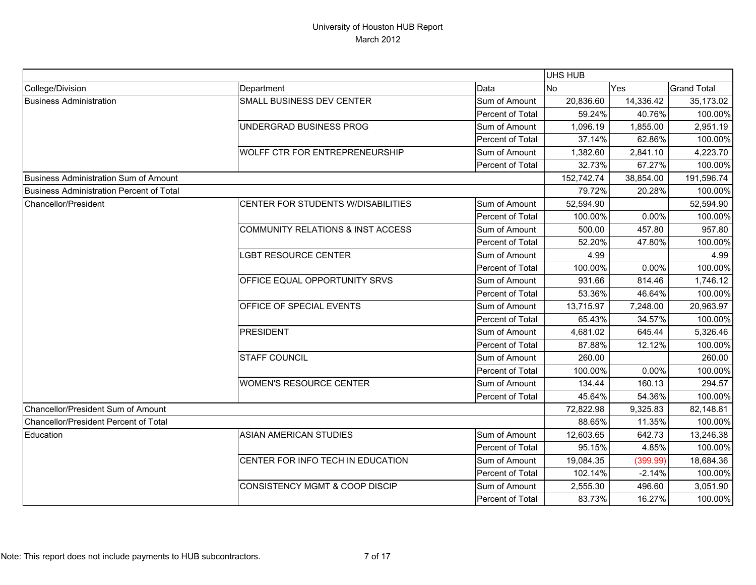# University of Houston HUB Report

March 2012

| | | | UHS HUB | | |
|---|---|---|---|---|---|
| College/Division | Department | Data | No | Yes | Grand Total |
| Business Administration | SMALL BUSINESS DEV CENTER | Sum of Amount | 20,836.60 | 14,336.42 | 35,173.02 |
| | | Percent of Total | 59.24% | 40.76% | 100.00% |
| | UNDERGRAD BUSINESS PROG | Sum of Amount | 1,096.19 | 1,855.00 | 2,951.19 |
| | | Percent of Total | 37.14% | 62.86% | 100.00% |
| | WOLFF CTR FOR ENTREPRENEURSHIP | Sum of Amount | 1,382.60 | 2,841.10 | 4,223.70 |
| | | Percent of Total | 32.73% | 67.27% | 100.00% |
| Business Administration Sum of Amount | | | 152,742.74 | 38,854.00 | 191,596.74 |
| Business Administration Percent of Total | | | 79.72% | 20.28% | 100.00% |
| Chancellor/President | CENTER FOR STUDENTS W/DISABILITIES | Sum of Amount | 52,594.90 | | 52,594.90 |
| | | Percent of Total | 100.00% | 0.00% | 100.00% |
| | COMMUNITY RELATIONS & INST ACCESS | Sum of Amount | 500.00 | 457.80 | 957.80 |
| | | Percent of Total | 52.20% | 47.80% | 100.00% |
| | LGBT RESOURCE CENTER | Sum of Amount | 4.99 | | 4.99 |
| | | Percent of Total | 100.00% | 0.00% | 100.00% |
| | OFFICE EQUAL OPPORTUNITY SRVS | Sum of Amount | 931.66 | 814.46 | 1,746.12 |
| | | Percent of Total | 53.36% | 46.64% | 100.00% |
| | OFFICE OF SPECIAL EVENTS | Sum of Amount | 13,715.97 | 7,248.00 | 20,963.97 |
| | | Percent of Total | 65.43% | 34.57% | 100.00% |
| | PRESIDENT | Sum of Amount | 4,681.02 | 645.44 | 5,326.46 |
| | | Percent of Total | 87.88% | 12.12% | 100.00% |
| | STAFF COUNCIL | Sum of Amount | 260.00 | | 260.00 |
| | | Percent of Total | 100.00% | 0.00% | 100.00% |
| | WOMEN'S RESOURCE CENTER | Sum of Amount | 134.44 | 160.13 | 294.57 |
| | | Percent of Total | 45.64% | 54.36% | 100.00% |
| Chancellor/President Sum of Amount | | | 72,822.98 | 9,325.83 | 82,148.81 |
| Chancellor/President Percent of Total | | | 88.65% | 11.35% | 100.00% |
| Education | ASIAN AMERICAN STUDIES | Sum of Amount | 12,603.65 | 642.73 | 13,246.38 |
| | | Percent of Total | 95.15% | 4.85% | 100.00% |
| | CENTER FOR INFO TECH IN EDUCATION | Sum of Amount | 19,084.35 | (399.99) | 18,684.36 |
| | | Percent of Total | 102.14% | -2.14% | 100.00% |
| | CONSISTENCY MGMT & COOP DISCIP | Sum of Amount | 2,555.30 | 496.60 | 3,051.90 |
| | | Percent of Total | 83.73% | 16.27% | 100.00% |

Note: This report does not include payments to HUB subcontractors.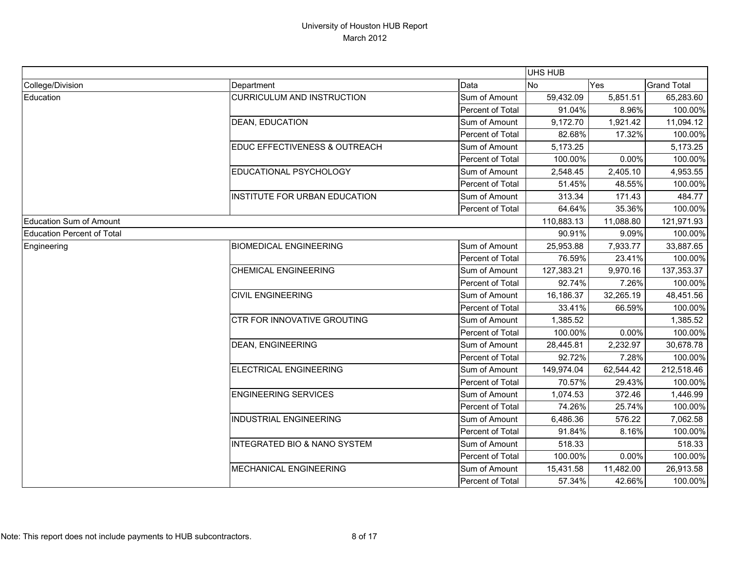# University of Houston HUB Report
March 2012

| | | | UHS HUB | | |
|---|---|---|---|---|---|
| College/Division | Department | Data | No | Yes | Grand Total |
| Education | CURRICULUM AND INSTRUCTION | Sum of Amount | 59,432.09 | 5,851.51 | 65,283.60 |
| | | Percent of Total | 91.04% | 8.96% | 100.00% |
| | DEAN, EDUCATION | Sum of Amount | 9,172.70 | 1,921.42 | 11,094.12 |
| | | Percent of Total | 82.68% | 17.32% | 100.00% |
| | EDUC EFFECTIVENESS & OUTREACH | Sum of Amount | 5,173.25 | | 5,173.25 |
| | | Percent of Total | 100.00% | 0.00% | 100.00% |
| | EDUCATIONAL PSYCHOLOGY | Sum of Amount | 2,548.45 | 2,405.10 | 4,953.55 |
| | | Percent of Total | 51.45% | 48.55% | 100.00% |
| | INSTITUTE FOR URBAN EDUCATION | Sum of Amount | 313.34 | 171.43 | 484.77 |
| | | Percent of Total | 64.64% | 35.36% | 100.00% |
| Education Sum of Amount | | | 110,883.13 | 11,088.80 | 121,971.93 |
| Education Percent of Total | | | 90.91% | 9.09% | 100.00% |
| Engineering | BIOMEDICAL ENGINEERING | Sum of Amount | 25,953.88 | 7,933.77 | 33,887.65 |
| | | Percent of Total | 76.59% | 23.41% | 100.00% |
| | CHEMICAL ENGINEERING | Sum of Amount | 127,383.21 | 9,970.16 | 137,353.37 |
| | | Percent of Total | 92.74% | 7.26% | 100.00% |
| | CIVIL ENGINEERING | Sum of Amount | 16,186.37 | 32,265.19 | 48,451.56 |
| | | Percent of Total | 33.41% | 66.59% | 100.00% |
| | CTR FOR INNOVATIVE GROUTING | Sum of Amount | 1,385.52 | | 1,385.52 |
| | | Percent of Total | 100.00% | 0.00% | 100.00% |
| | DEAN, ENGINEERING | Sum of Amount | 28,445.81 | 2,232.97 | 30,678.78 |
| | | Percent of Total | 92.72% | 7.28% | 100.00% |
| | ELECTRICAL ENGINEERING | Sum of Amount | 149,974.04 | 62,544.42 | 212,518.46 |
| | | Percent of Total | 70.57% | 29.43% | 100.00% |
| | ENGINEERING SERVICES | Sum of Amount | 1,074.53 | 372.46 | 1,446.99 |
| | | Percent of Total | 74.26% | 25.74% | 100.00% |
| | INDUSTRIAL ENGINEERING | Sum of Amount | 6,486.36 | 576.22 | 7,062.58 |
| | | Percent of Total | 91.84% | 8.16% | 100.00% |
| | INTEGRATED BIO & NANO SYSTEM | Sum of Amount | 518.33 | | 518.33 |
| | | Percent of Total | 100.00% | 0.00% | 100.00% |
| | MECHANICAL ENGINEERING | Sum of Amount | 15,431.58 | 11,482.00 | 26,913.58 |
| | | Percent of Total | 57.34% | 42.66% | 100.00% |

Note: This report does not include payments to HUB subcontractors.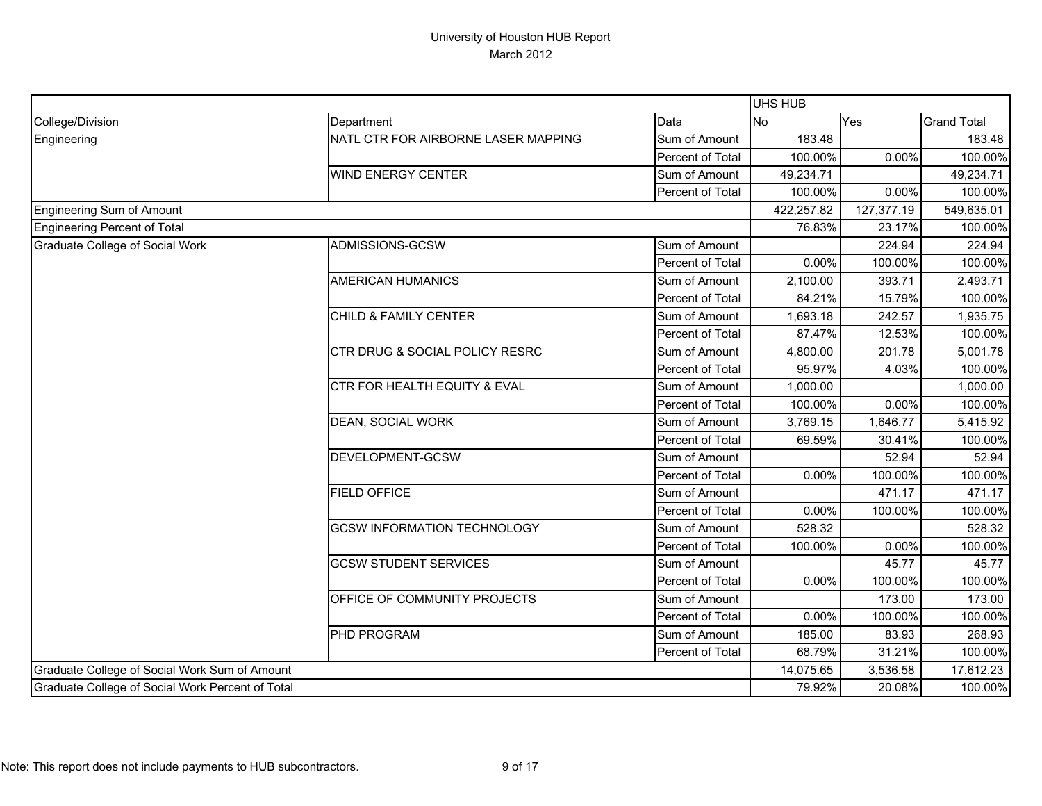# University of Houston HUB Report
March 2012

| | | | UHS HUB | | |
|---|---|---|---|---|---|
| College/Division | Department | Data | No | Yes | Grand Total |
| Engineering | NATL CTR FOR AIRBORNE LASER MAPPING | Sum of Amount | 183.48 | | 183.48 |
| | | Percent of Total | 100.00% | 0.00% | 100.00% |
| | WIND ENERGY CENTER | Sum of Amount | 49,234.71 | | 49,234.71 |
| | | Percent of Total | 100.00% | 0.00% | 100.00% |
| Engineering Sum of Amount | | | 422,257.82 | 127,377.19 | 549,635.01 |
| Engineering Percent of Total | | | 76.83% | 23.17% | 100.00% |
| Graduate College of Social Work | ADMISSIONS-GCSW | Sum of Amount | | 224.94 | 224.94 |
| | | Percent of Total | 0.00% | 100.00% | 100.00% |
| | AMERICAN HUMANICS | Sum of Amount | 2,100.00 | 393.71 | 2,493.71 |
| | | Percent of Total | 84.21% | 15.79% | 100.00% |
| | CHILD & FAMILY CENTER | Sum of Amount | 1,693.18 | 242.57 | 1,935.75 |
| | | Percent of Total | 87.47% | 12.53% | 100.00% |
| | CTR DRUG & SOCIAL POLICY RESRC | Sum of Amount | 4,800.00 | 201.78 | 5,001.78 |
| | | Percent of Total | 95.97% | 4.03% | 100.00% |
| | CTR FOR HEALTH EQUITY & EVAL | Sum of Amount | 1,000.00 | | 1,000.00 |
| | | Percent of Total | 100.00% | 0.00% | 100.00% |
| | DEAN, SOCIAL WORK | Sum of Amount | 3,769.15 | 1,646.77 | 5,415.92 |
| | | Percent of Total | 69.59% | 30.41% | 100.00% |
| | DEVELOPMENT-GCSW | Sum of Amount | | 52.94 | 52.94 |
| | | Percent of Total | 0.00% | 100.00% | 100.00% |
| | FIELD OFFICE | Sum of Amount | | 471.17 | 471.17 |
| | | Percent of Total | 0.00% | 100.00% | 100.00% |
| | GCSW INFORMATION TECHNOLOGY | Sum of Amount | 528.32 | | 528.32 |
| | | Percent of Total | 100.00% | 0.00% | 100.00% |
| | GCSW STUDENT SERVICES | Sum of Amount | | 45.77 | 45.77 |
| | | Percent of Total | 0.00% | 100.00% | 100.00% |
| | OFFICE OF COMMUNITY PROJECTS | Sum of Amount | | 173.00 | 173.00 |
| | | Percent of Total | 0.00% | 100.00% | 100.00% |
| | PHD PROGRAM | Sum of Amount | 185.00 | 83.93 | 268.93 |
| | | Percent of Total | 68.79% | 31.21% | 100.00% |
| Graduate College of Social Work Sum of Amount | | | 14,075.65 | 3,536.58 | 17,612.23 |
| Graduate College of Social Work Percent of Total | | | 79.92% | 20.08% | 100.00% |

Note: This report does not include payments to HUB subcontractors.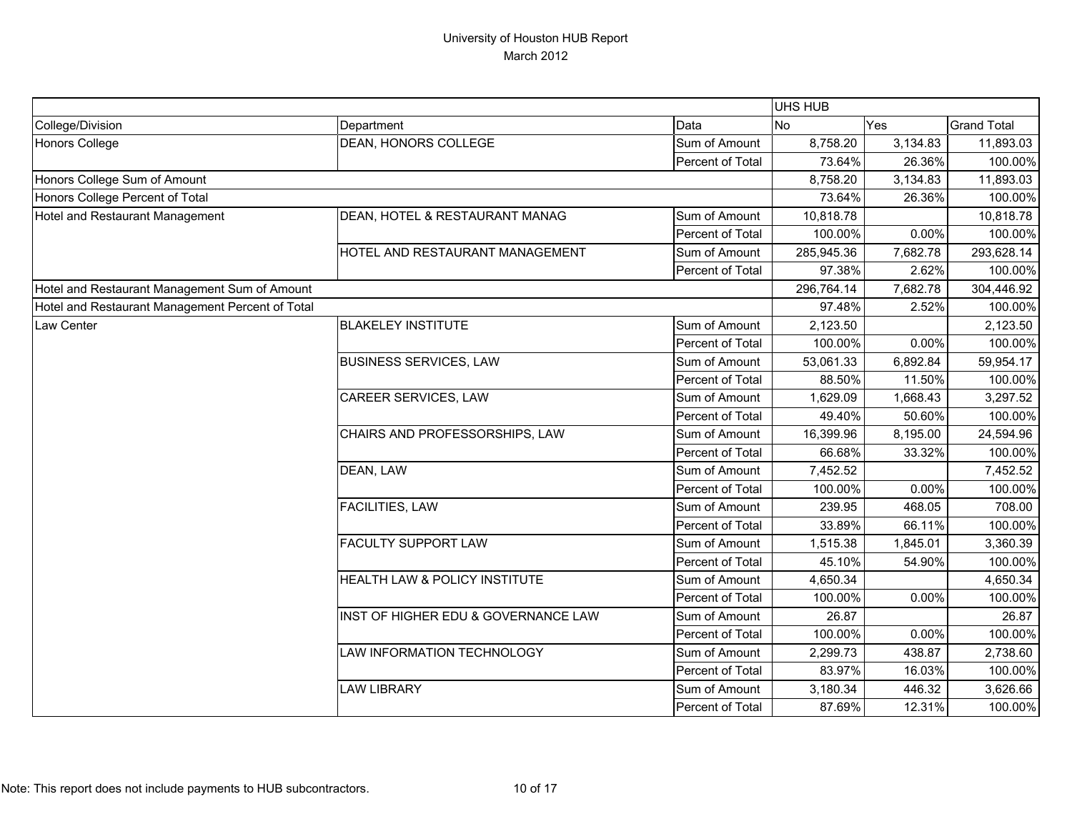# University of Houston HUB Report
## March 2012

| | | | UHS HUB | | |
|---|---|---|---|---|---|
| College/Division | Department | Data | No | Yes | Grand Total |
| Honors College | DEAN, HONORS COLLEGE | Sum of Amount | 8,758.20 | 3,134.83 | 11,893.03 |
| | | Percent of Total | 73.64% | 26.36% | 100.00% |
| Honors College Sum of Amount | | | 8,758.20 | 3,134.83 | 11,893.03 |
| Honors College Percent of Total | | | 73.64% | 26.36% | 100.00% |
| Hotel and Restaurant Management | DEAN, HOTEL & RESTAURANT MANAG | Sum of Amount | 10,818.78 | | 10,818.78 |
| | | Percent of Total | 100.00% | 0.00% | 100.00% |
| | HOTEL AND RESTAURANT MANAGEMENT | Sum of Amount | 285,945.36 | 7,682.78 | 293,628.14 |
| | | Percent of Total | 97.38% | 2.62% | 100.00% |
| Hotel and Restaurant Management Sum of Amount | | | 296,764.14 | 7,682.78 | 304,446.92 |
| Hotel and Restaurant Management Percent of Total | | | 97.48% | 2.52% | 100.00% |
| Law Center | BLAKELEY INSTITUTE | Sum of Amount | 2,123.50 | | 2,123.50 |
| | | Percent of Total | 100.00% | 0.00% | 100.00% |
| | BUSINESS SERVICES, LAW | Sum of Amount | 53,061.33 | 6,892.84 | 59,954.17 |
| | | Percent of Total | 88.50% | 11.50% | 100.00% |
| | CAREER SERVICES, LAW | Sum of Amount | 1,629.09 | 1,668.43 | 3,297.52 |
| | | Percent of Total | 49.40% | 50.60% | 100.00% |
| | CHAIRS AND PROFESSORSHIPS, LAW | Sum of Amount | 16,399.96 | 8,195.00 | 24,594.96 |
| | | Percent of Total | 66.68% | 33.32% | 100.00% |
| | DEAN, LAW | Sum of Amount | 7,452.52 | | 7,452.52 |
| | | Percent of Total | 100.00% | 0.00% | 100.00% |
| | FACILITIES, LAW | Sum of Amount | 239.95 | 468.05 | 708.00 |
| | | Percent of Total | 33.89% | 66.11% | 100.00% |
| | FACULTY SUPPORT LAW | Sum of Amount | 1,515.38 | 1,845.01 | 3,360.39 |
| | | Percent of Total | 45.10% | 54.90% | 100.00% |
| | HEALTH LAW & POLICY INSTITUTE | Sum of Amount | 4,650.34 | | 4,650.34 |
| | | Percent of Total | 100.00% | 0.00% | 100.00% |
| | INST OF HIGHER EDU & GOVERNANCE LAW | Sum of Amount | 26.87 | | 26.87 |
| | | Percent of Total | 100.00% | 0.00% | 100.00% |
| | LAW INFORMATION TECHNOLOGY | Sum of Amount | 2,299.73 | 438.87 | 2,738.60 |
| | | Percent of Total | 83.97% | 16.03% | 100.00% |
| | LAW LIBRARY | Sum of Amount | 3,180.34 | 446.32 | 3,626.66 |
| | | Percent of Total | 87.69% | 12.31% | 100.00% |

Note: This report does not include payments to HUB subcontractors.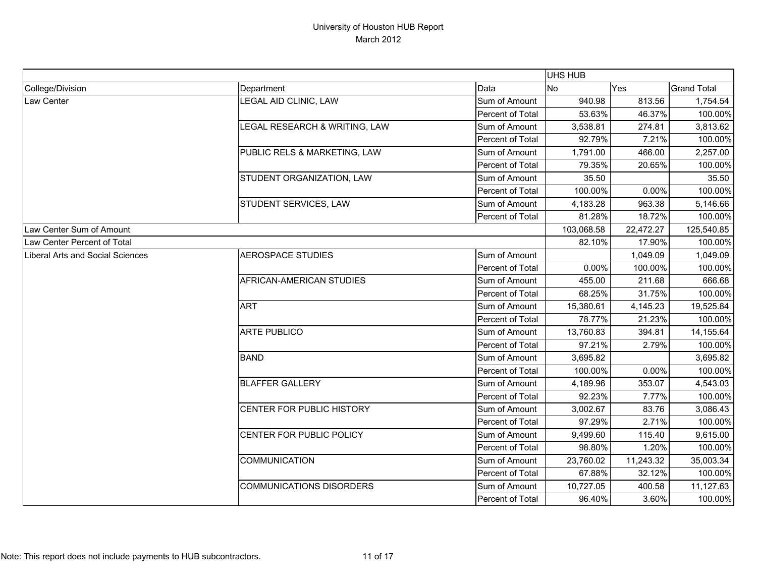# University of Houston HUB Report
March 2012

| | | | UHS HUB | | |
|---|---|---|---|---|---|
| College/Division | Department | Data | No | Yes | Grand Total |
| Law Center | LEGAL AID CLINIC, LAW | Sum of Amount | 940.98 | 813.56 | 1,754.54 |
| | | Percent of Total | 53.63% | 46.37% | 100.00% |
| | LEGAL RESEARCH & WRITING, LAW | Sum of Amount | 3,538.81 | 274.81 | 3,813.62 |
| | | Percent of Total | 92.79% | 7.21% | 100.00% |
| | PUBLIC RELS & MARKETING, LAW | Sum of Amount | 1,791.00 | 466.00 | 2,257.00 |
| | | Percent of Total | 79.35% | 20.65% | 100.00% |
| | STUDENT ORGANIZATION, LAW | Sum of Amount | 35.50 | | 35.50 |
| | | Percent of Total | 100.00% | 0.00% | 100.00% |
| | STUDENT SERVICES, LAW | Sum of Amount | 4,183.28 | 963.38 | 5,146.66 |
| | | Percent of Total | 81.28% | 18.72% | 100.00% |
| Law Center Sum of Amount | | | 103,068.58 | 22,472.27 | 125,540.85 |
| Law Center Percent of Total | | | 82.10% | 17.90% | 100.00% |
| Liberal Arts and Social Sciences | AEROSPACE STUDIES | Sum of Amount | | 1,049.09 | 1,049.09 |
| | | Percent of Total | 0.00% | 100.00% | 100.00% |
| | AFRICAN-AMERICAN STUDIES | Sum of Amount | 455.00 | 211.68 | 666.68 |
| | | Percent of Total | 68.25% | 31.75% | 100.00% |
| | ART | Sum of Amount | 15,380.61 | 4,145.23 | 19,525.84 |
| | | Percent of Total | 78.77% | 21.23% | 100.00% |
| | ARTE PUBLICO | Sum of Amount | 13,760.83 | 394.81 | 14,155.64 |
| | | Percent of Total | 97.21% | 2.79% | 100.00% |
| | BAND | Sum of Amount | 3,695.82 | | 3,695.82 |
| | | Percent of Total | 100.00% | 0.00% | 100.00% |
| | BLAFFER GALLERY | Sum of Amount | 4,189.96 | 353.07 | 4,543.03 |
| | | Percent of Total | 92.23% | 7.77% | 100.00% |
| | CENTER FOR PUBLIC HISTORY | Sum of Amount | 3,002.67 | 83.76 | 3,086.43 |
| | | Percent of Total | 97.29% | 2.71% | 100.00% |
| | CENTER FOR PUBLIC POLICY | Sum of Amount | 9,499.60 | 115.40 | 9,615.00 |
| | | Percent of Total | 98.80% | 1.20% | 100.00% |
| | COMMUNICATION | Sum of Amount | 23,760.02 | 11,243.32 | 35,003.34 |
| | | Percent of Total | 67.88% | 32.12% | 100.00% |
| | COMMUNICATIONS DISORDERS | Sum of Amount | 10,727.05 | 400.58 | 11,127.63 |
| | | Percent of Total | 96.40% | 3.60% | 100.00% |

Note: This report does not include payments to HUB subcontractors.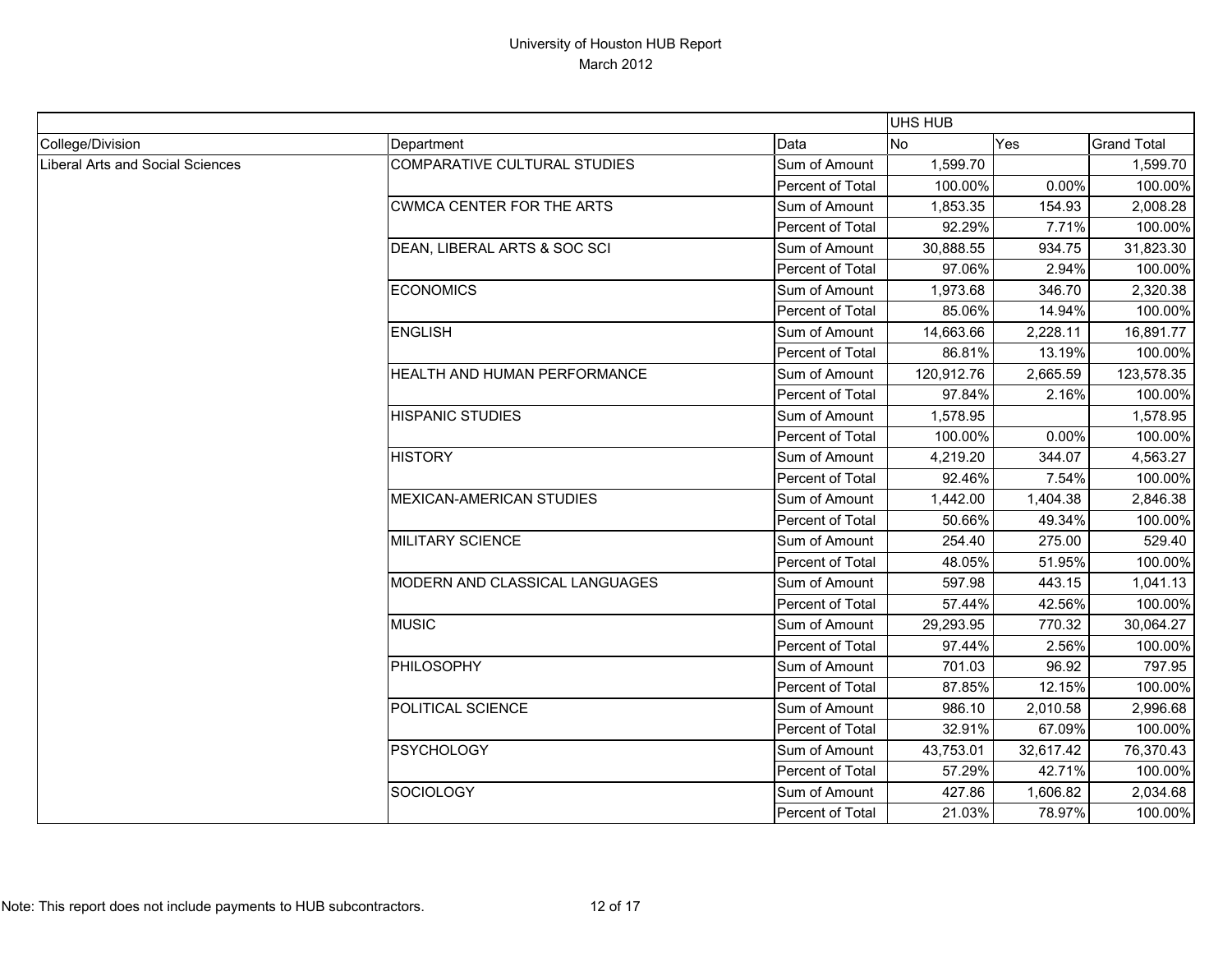# University of Houston HUB Report
## March 2012

| | | | UHS HUB | | |
|---|---|---|---|---|---|
| College/Division | Department | Data | No | Yes | Grand Total |
| Liberal Arts and Social Sciences | COMPARATIVE CULTURAL STUDIES | Sum of Amount | 1,599.70 | | 1,599.70 |
| | | Percent of Total | 100.00% | 0.00% | 100.00% |
| | CWMCA CENTER FOR THE ARTS | Sum of Amount | 1,853.35 | 154.93 | 2,008.28 |
| | | Percent of Total | 92.29% | 7.71% | 100.00% |
| | DEAN, LIBERAL ARTS & SOC SCI | Sum of Amount | 30,888.55 | 934.75 | 31,823.30 |
| | | Percent of Total | 97.06% | 2.94% | 100.00% |
| | ECONOMICS | Sum of Amount | 1,973.68 | 346.70 | 2,320.38 |
| | | Percent of Total | 85.06% | 14.94% | 100.00% |
| | ENGLISH | Sum of Amount | 14,663.66 | 2,228.11 | 16,891.77 |
| | | Percent of Total | 86.81% | 13.19% | 100.00% |
| | HEALTH AND HUMAN PERFORMANCE | Sum of Amount | 120,912.76 | 2,665.59 | 123,578.35 |
| | | Percent of Total | 97.84% | 2.16% | 100.00% |
| | HISPANIC STUDIES | Sum of Amount | 1,578.95 | | 1,578.95 |
| | | Percent of Total | 100.00% | 0.00% | 100.00% |
| | HISTORY | Sum of Amount | 4,219.20 | 344.07 | 4,563.27 |
| | | Percent of Total | 92.46% | 7.54% | 100.00% |
| | MEXICAN-AMERICAN STUDIES | Sum of Amount | 1,442.00 | 1,404.38 | 2,846.38 |
| | | Percent of Total | 50.66% | 49.34% | 100.00% |
| | MILITARY SCIENCE | Sum of Amount | 254.40 | 275.00 | 529.40 |
| | | Percent of Total | 48.05% | 51.95% | 100.00% |
| | MODERN AND CLASSICAL LANGUAGES | Sum of Amount | 597.98 | 443.15 | 1,041.13 |
| | | Percent of Total | 57.44% | 42.56% | 100.00% |
| | MUSIC | Sum of Amount | 29,293.95 | 770.32 | 30,064.27 |
| | | Percent of Total | 97.44% | 2.56% | 100.00% |
| | PHILOSOPHY | Sum of Amount | 701.03 | 96.92 | 797.95 |
| | | Percent of Total | 87.85% | 12.15% | 100.00% |
| | POLITICAL SCIENCE | Sum of Amount | 986.10 | 2,010.58 | 2,996.68 |
| | | Percent of Total | 32.91% | 67.09% | 100.00% |
| | PSYCHOLOGY | Sum of Amount | 43,753.01 | 32,617.42 | 76,370.43 |
| | | Percent of Total | 57.29% | 42.71% | 100.00% |
| | SOCIOLOGY | Sum of Amount | 427.86 | 1,606.82 | 2,034.68 |
| | | Percent of Total | 21.03% | 78.97% | 100.00% |

Note: This report does not include payments to HUB subcontractors.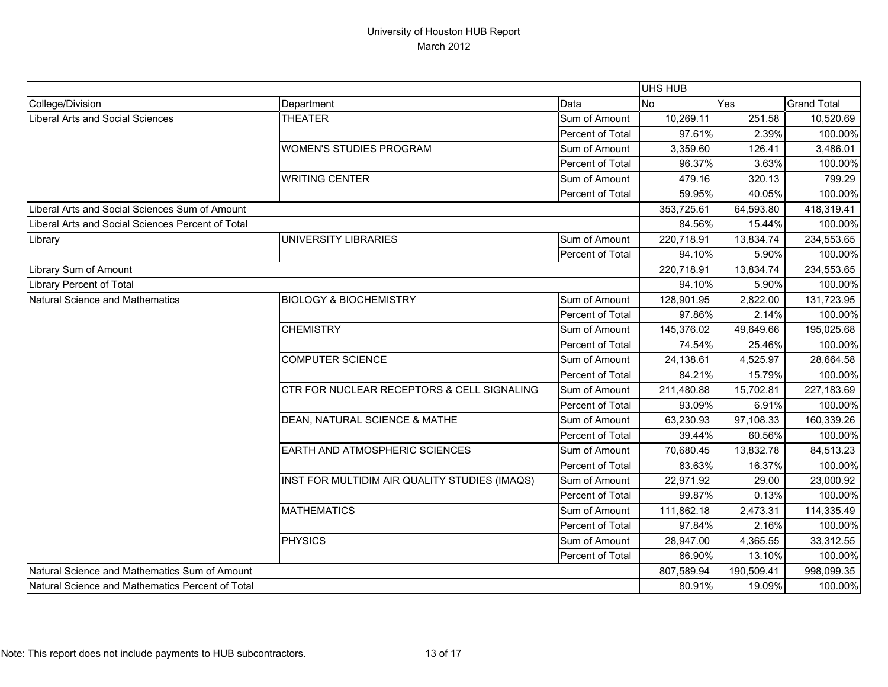# University of Houston HUB Report
March 2012

| | | | UHS HUB | | |
|---|---|---|---|---|---|
| College/Division | Department | Data | No | Yes | Grand Total |
| Liberal Arts and Social Sciences | THEATER | Sum of Amount | 10,269.11 | 251.58 | 10,520.69 |
| | | Percent of Total | 97.61% | 2.39% | 100.00% |
| | WOMEN'S STUDIES PROGRAM | Sum of Amount | 3,359.60 | 126.41 | 3,486.01 |
| | | Percent of Total | 96.37% | 3.63% | 100.00% |
| | WRITING CENTER | Sum of Amount | 479.16 | 320.13 | 799.29 |
| | | Percent of Total | 59.95% | 40.05% | 100.00% |
| Liberal Arts and Social Sciences Sum of Amount | | | 353,725.61 | 64,593.80 | 418,319.41 |
| Liberal Arts and Social Sciences Percent of Total | | | 84.56% | 15.44% | 100.00% |
| Library | UNIVERSITY LIBRARIES | Sum of Amount | 220,718.91 | 13,834.74 | 234,553.65 |
| | | Percent of Total | 94.10% | 5.90% | 100.00% |
| Library Sum of Amount | | | 220,718.91 | 13,834.74 | 234,553.65 |
| Library Percent of Total | | | 94.10% | 5.90% | 100.00% |
| Natural Science and Mathematics | BIOLOGY & BIOCHEMISTRY | Sum of Amount | 128,901.95 | 2,822.00 | 131,723.95 |
| | | Percent of Total | 97.86% | 2.14% | 100.00% |
| | CHEMISTRY | Sum of Amount | 145,376.02 | 49,649.66 | 195,025.68 |
| | | Percent of Total | 74.54% | 25.46% | 100.00% |
| | COMPUTER SCIENCE | Sum of Amount | 24,138.61 | 4,525.97 | 28,664.58 |
| | | Percent of Total | 84.21% | 15.79% | 100.00% |
| | CTR FOR NUCLEAR RECEPTORS & CELL SIGNALING | Sum of Amount | 211,480.88 | 15,702.81 | 227,183.69 |
| | | Percent of Total | 93.09% | 6.91% | 100.00% |
| | DEAN, NATURAL SCIENCE & MATHE | Sum of Amount | 63,230.93 | 97,108.33 | 160,339.26 |
| | | Percent of Total | 39.44% | 60.56% | 100.00% |
| | EARTH AND ATMOSPHERIC SCIENCES | Sum of Amount | 70,680.45 | 13,832.78 | 84,513.23 |
| | | Percent of Total | 83.63% | 16.37% | 100.00% |
| | INST FOR MULTIDIM AIR QUALITY STUDIES (IMAQS) | Sum of Amount | 22,971.92 | 29.00 | 23,000.92 |
| | | Percent of Total | 99.87% | 0.13% | 100.00% |
| | MATHEMATICS | Sum of Amount | 111,862.18 | 2,473.31 | 114,335.49 |
| | | Percent of Total | 97.84% | 2.16% | 100.00% |
| | PHYSICS | Sum of Amount | 28,947.00 | 4,365.55 | 33,312.55 |
| | | Percent of Total | 86.90% | 13.10% | 100.00% |
| Natural Science and Mathematics Sum of Amount | | | 807,589.94 | 190,509.41 | 998,099.35 |
| Natural Science and Mathematics Percent of Total | | | 80.91% | 19.09% | 100.00% |

Note: This report does not include payments to HUB subcontractors.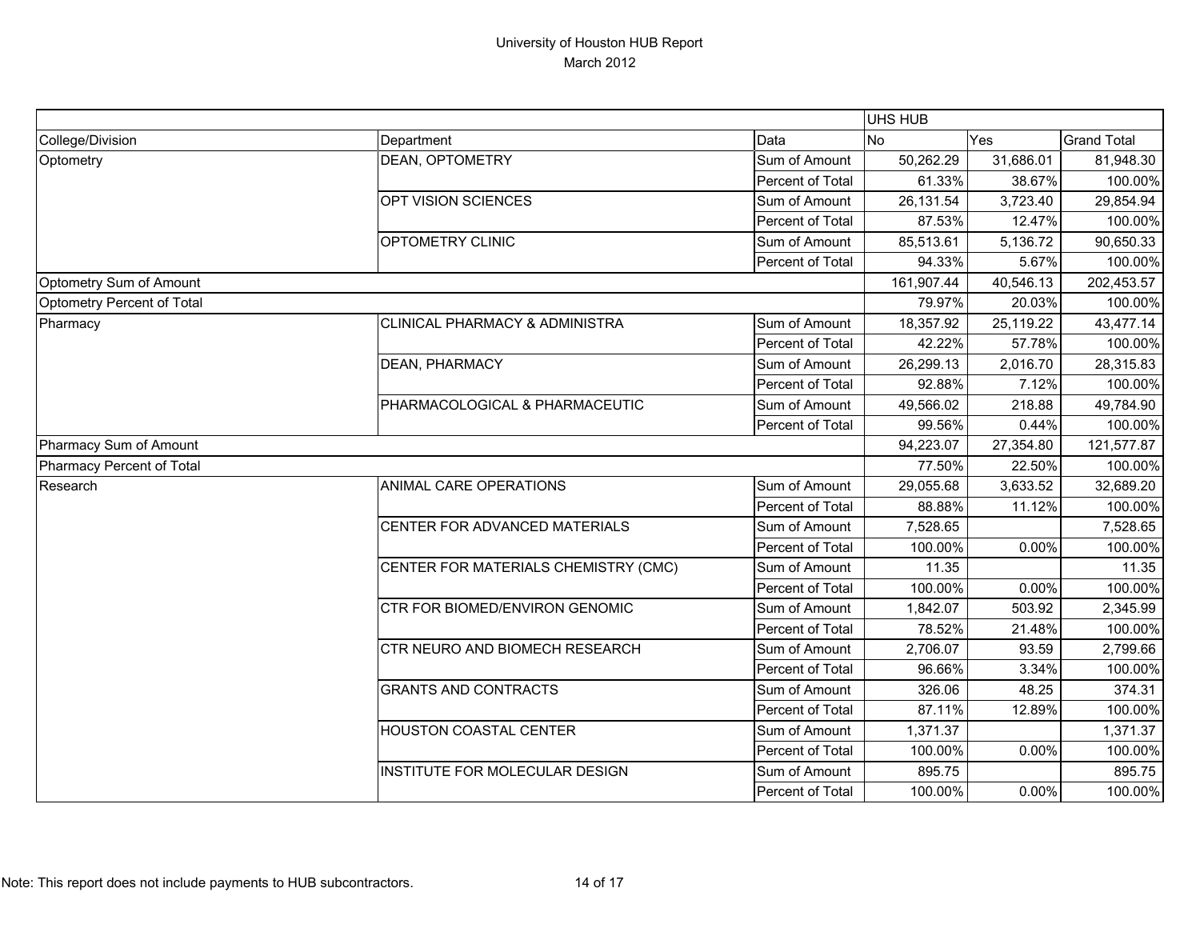# University of Houston HUB Report
March 2012

| | | | UHS HUB | | |
|---|---|---|---|---|---|
| College/Division | Department | Data | No | Yes | Grand Total |
| Optometry | DEAN, OPTOMETRY | Sum of Amount | 50,262.29 | 31,686.01 | 81,948.30 |
| | | Percent of Total | 61.33% | 38.67% | 100.00% |
| | OPT VISION SCIENCES | Sum of Amount | 26,131.54 | 3,723.40 | 29,854.94 |
| | | Percent of Total | 87.53% | 12.47% | 100.00% |
| | OPTOMETRY CLINIC | Sum of Amount | 85,513.61 | 5,136.72 | 90,650.33 |
| | | Percent of Total | 94.33% | 5.67% | 100.00% |
| Optometry Sum of Amount | | | 161,907.44 | 40,546.13 | 202,453.57 |
| Optometry Percent of Total | | | 79.97% | 20.03% | 100.00% |
| Pharmacy | CLINICAL PHARMACY & ADMINISTRA | Sum of Amount | 18,357.92 | 25,119.22 | 43,477.14 |
| | | Percent of Total | 42.22% | 57.78% | 100.00% |
| | DEAN, PHARMACY | Sum of Amount | 26,299.13 | 2,016.70 | 28,315.83 |
| | | Percent of Total | 92.88% | 7.12% | 100.00% |
| | PHARMACOLOGICAL & PHARMACEUTIC | Sum of Amount | 49,566.02 | 218.88 | 49,784.90 |
| | | Percent of Total | 99.56% | 0.44% | 100.00% |
| Pharmacy Sum of Amount | | | 94,223.07 | 27,354.80 | 121,577.87 |
| Pharmacy Percent of Total | | | 77.50% | 22.50% | 100.00% |
| Research | ANIMAL CARE OPERATIONS | Sum of Amount | 29,055.68 | 3,633.52 | 32,689.20 |
| | | Percent of Total | 88.88% | 11.12% | 100.00% |
| | CENTER FOR ADVANCED MATERIALS | Sum of Amount | 7,528.65 | | 7,528.65 |
| | | Percent of Total | 100.00% | 0.00% | 100.00% |
| | CENTER FOR MATERIALS CHEMISTRY (CMC) | Sum of Amount | 11.35 | | 11.35 |
| | | Percent of Total | 100.00% | 0.00% | 100.00% |
| | CTR FOR BIOMED/ENVIRON GENOMIC | Sum of Amount | 1,842.07 | 503.92 | 2,345.99 |
| | | Percent of Total | 78.52% | 21.48% | 100.00% |
| | CTR NEURO AND BIOMECH RESEARCH | Sum of Amount | 2,706.07 | 93.59 | 2,799.66 |
| | | Percent of Total | 96.66% | 3.34% | 100.00% |
| | GRANTS AND CONTRACTS | Sum of Amount | 326.06 | 48.25 | 374.31 |
| | | Percent of Total | 87.11% | 12.89% | 100.00% |
| | HOUSTON COASTAL CENTER | Sum of Amount | 1,371.37 | | 1,371.37 |
| | | Percent of Total | 100.00% | 0.00% | 100.00% |
| | INSTITUTE FOR MOLECULAR DESIGN | Sum of Amount | 895.75 | | 895.75 |
| | | Percent of Total | 100.00% | 0.00% | 100.00% |

Note: This report does not include payments to HUB subcontractors.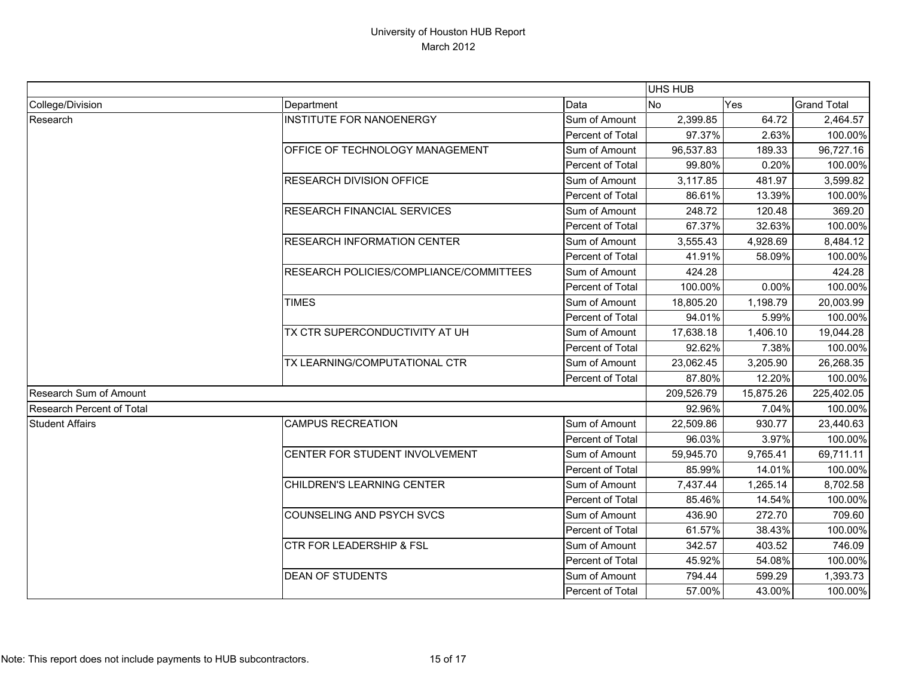# University of Houston HUB Report
## March 2012

| | | | UHS HUB | | |
|---|---|---|---|---|---|
| College/Division | Department | Data | No | Yes | Grand Total |
| Research | INSTITUTE FOR NANOENERGY | Sum of Amount | 2,399.85 | 64.72 | 2,464.57 |
| | | Percent of Total | 97.37% | 2.63% | 100.00% |
| | OFFICE OF TECHNOLOGY MANAGEMENT | Sum of Amount | 96,537.83 | 189.33 | 96,727.16 |
| | | Percent of Total | 99.80% | 0.20% | 100.00% |
| | RESEARCH DIVISION OFFICE | Sum of Amount | 3,117.85 | 481.97 | 3,599.82 |
| | | Percent of Total | 86.61% | 13.39% | 100.00% |
| | RESEARCH FINANCIAL SERVICES | Sum of Amount | 248.72 | 120.48 | 369.20 |
| | | Percent of Total | 67.37% | 32.63% | 100.00% |
| | RESEARCH INFORMATION CENTER | Sum of Amount | 3,555.43 | 4,928.69 | 8,484.12 |
| | | Percent of Total | 41.91% | 58.09% | 100.00% |
| | RESEARCH POLICIES/COMPLIANCE/COMMITTEES | Sum of Amount | 424.28 | | 424.28 |
| | | Percent of Total | 100.00% | 0.00% | 100.00% |
| | TIMES | Sum of Amount | 18,805.20 | 1,198.79 | 20,003.99 |
| | | Percent of Total | 94.01% | 5.99% | 100.00% |
| | TX CTR SUPERCONDUCTIVITY AT UH | Sum of Amount | 17,638.18 | 1,406.10 | 19,044.28 |
| | | Percent of Total | 92.62% | 7.38% | 100.00% |
| | TX LEARNING/COMPUTATIONAL CTR | Sum of Amount | 23,062.45 | 3,205.90 | 26,268.35 |
| | | Percent of Total | 87.80% | 12.20% | 100.00% |
| Research Sum of Amount | | | 209,526.79 | 15,875.26 | 225,402.05 |
| Research Percent of Total | | | 92.96% | 7.04% | 100.00% |
| Student Affairs | CAMPUS RECREATION | Sum of Amount | 22,509.86 | 930.77 | 23,440.63 |
| | | Percent of Total | 96.03% | 3.97% | 100.00% |
| | CENTER FOR STUDENT INVOLVEMENT | Sum of Amount | 59,945.70 | 9,765.41 | 69,711.11 |
| | | Percent of Total | 85.99% | 14.01% | 100.00% |
| | CHILDREN'S LEARNING CENTER | Sum of Amount | 7,437.44 | 1,265.14 | 8,702.58 |
| | | Percent of Total | 85.46% | 14.54% | 100.00% |
| | COUNSELING AND PSYCH SVCS | Sum of Amount | 436.90 | 272.70 | 709.60 |
| | | Percent of Total | 61.57% | 38.43% | 100.00% |
| | CTR FOR LEADERSHIP & FSL | Sum of Amount | 342.57 | 403.52 | 746.09 |
| | | Percent of Total | 45.92% | 54.08% | 100.00% |
| | DEAN OF STUDENTS | Sum of Amount | 794.44 | 599.29 | 1,393.73 |
| | | Percent of Total | 57.00% | 43.00% | 100.00% |

Note: This report does not include payments to HUB subcontractors.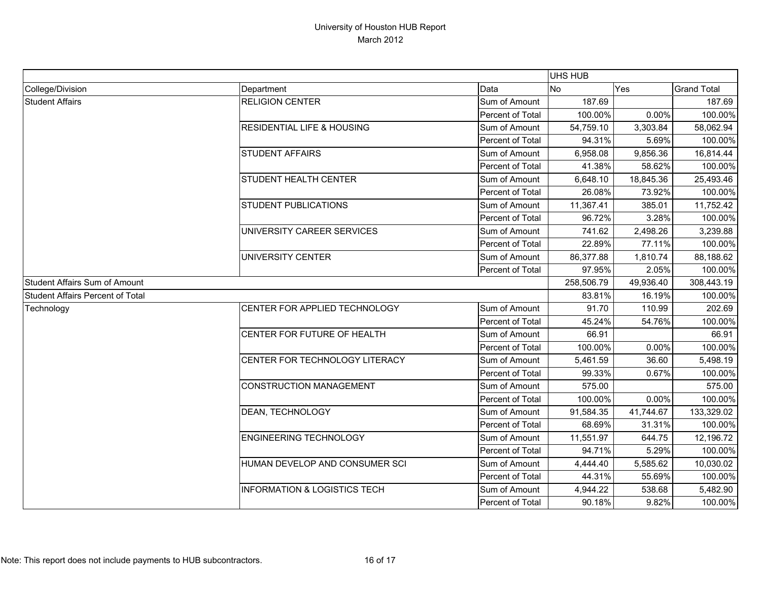# University of Houston HUB Report
## March 2012

| | | | UHS HUB | | |
|---|---|---|---|---|---|
| College/Division | Department | Data | No | Yes | Grand Total |
| Student Affairs | RELIGION CENTER | Sum of Amount | 187.69 | | 187.69 |
| | | Percent of Total | 100.00% | 0.00% | 100.00% |
| | RESIDENTIAL LIFE & HOUSING | Sum of Amount | 54,759.10 | 3,303.84 | 58,062.94 |
| | | Percent of Total | 94.31% | 5.69% | 100.00% |
| | STUDENT AFFAIRS | Sum of Amount | 6,958.08 | 9,856.36 | 16,814.44 |
| | | Percent of Total | 41.38% | 58.62% | 100.00% |
| | STUDENT HEALTH CENTER | Sum of Amount | 6,648.10 | 18,845.36 | 25,493.46 |
| | | Percent of Total | 26.08% | 73.92% | 100.00% |
| | STUDENT PUBLICATIONS | Sum of Amount | 11,367.41 | 385.01 | 11,752.42 |
| | | Percent of Total | 96.72% | 3.28% | 100.00% |
| | UNIVERSITY CAREER SERVICES | Sum of Amount | 741.62 | 2,498.26 | 3,239.88 |
| | | Percent of Total | 22.89% | 77.11% | 100.00% |
| | UNIVERSITY CENTER | Sum of Amount | 86,377.88 | 1,810.74 | 88,188.62 |
| | | Percent of Total | 97.95% | 2.05% | 100.00% |
| Student Affairs Sum of Amount | | | 258,506.79 | 49,936.40 | 308,443.19 |
| Student Affairs Percent of Total | | | 83.81% | 16.19% | 100.00% |
| Technology | CENTER FOR APPLIED TECHNOLOGY | Sum of Amount | 91.70 | 110.99 | 202.69 |
| | | Percent of Total | 45.24% | 54.76% | 100.00% |
| | CENTER FOR FUTURE OF HEALTH | Sum of Amount | 66.91 | | 66.91 |
| | | Percent of Total | 100.00% | 0.00% | 100.00% |
| | CENTER FOR TECHNOLOGY LITERACY | Sum of Amount | 5,461.59 | 36.60 | 5,498.19 |
| | | Percent of Total | 99.33% | 0.67% | 100.00% |
| | CONSTRUCTION MANAGEMENT | Sum of Amount | 575.00 | | 575.00 |
| | | Percent of Total | 100.00% | 0.00% | 100.00% |
| | DEAN, TECHNOLOGY | Sum of Amount | 91,584.35 | 41,744.67 | 133,329.02 |
| | | Percent of Total | 68.69% | 31.31% | 100.00% |
| | ENGINEERING TECHNOLOGY | Sum of Amount | 11,551.97 | 644.75 | 12,196.72 |
| | | Percent of Total | 94.71% | 5.29% | 100.00% |
| | HUMAN DEVELOP AND CONSUMER SCI | Sum of Amount | 4,444.40 | 5,585.62 | 10,030.02 |
| | | Percent of Total | 44.31% | 55.69% | 100.00% |
| | INFORMATION & LOGISTICS TECH | Sum of Amount | 4,944.22 | 538.68 | 5,482.90 |
| | | Percent of Total | 90.18% | 9.82% | 100.00% |

Note: This report does not include payments to HUB subcontractors.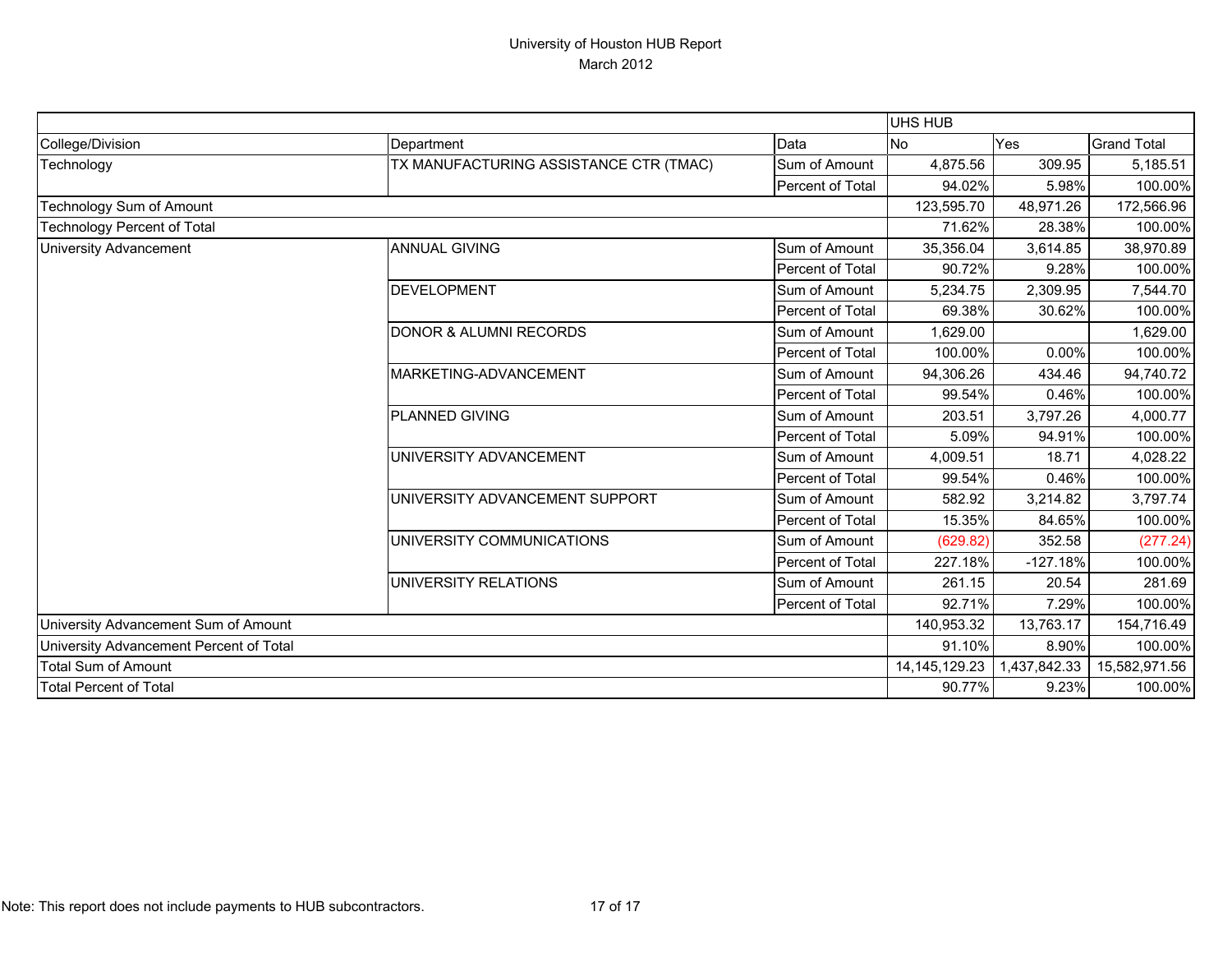# University of Houston HUB Report
March 2012

| | | | UHS HUB | | |
|---|---|---|---|---|---|
| College/Division | Department | Data | No | Yes | Grand Total |
| Technology | TX MANUFACTURING ASSISTANCE CTR (TMAC) | Sum of Amount | 4,875.56 | 309.95 | 5,185.51 |
| | | Percent of Total | 94.02% | 5.98% | 100.00% |
| Technology Sum of Amount | | | 123,595.70 | 48,971.26 | 172,566.96 |
| Technology Percent of Total | | | 71.62% | 28.38% | 100.00% |
| University Advancement | ANNUAL GIVING | Sum of Amount | 35,356.04 | 3,614.85 | 38,970.89 |
| | | Percent of Total | 90.72% | 9.28% | 100.00% |
| | DEVELOPMENT | Sum of Amount | 5,234.75 | 2,309.95 | 7,544.70 |
| | | Percent of Total | 69.38% | 30.62% | 100.00% |
| | DONOR & ALUMNI RECORDS | Sum of Amount | 1,629.00 | | 1,629.00 |
| | | Percent of Total | 100.00% | 0.00% | 100.00% |
| | MARKETING-ADVANCEMENT | Sum of Amount | 94,306.26 | 434.46 | 94,740.72 |
| | | Percent of Total | 99.54% | 0.46% | 100.00% |
| | PLANNED GIVING | Sum of Amount | 203.51 | 3,797.26 | 4,000.77 |
| | | Percent of Total | 5.09% | 94.91% | 100.00% |
| | UNIVERSITY ADVANCEMENT | Sum of Amount | 4,009.51 | 18.71 | 4,028.22 |
| | | Percent of Total | 99.54% | 0.46% | 100.00% |
| | UNIVERSITY ADVANCEMENT SUPPORT | Sum of Amount | 582.92 | 3,214.82 | 3,797.74 |
| | | Percent of Total | 15.35% | 84.65% | 100.00% |
| | UNIVERSITY COMMUNICATIONS | Sum of Amount | (629.82) | 352.58 | (277.24) |
| | | Percent of Total | 227.18% | -127.18% | 100.00% |
| | UNIVERSITY RELATIONS | Sum of Amount | 261.15 | 20.54 | 281.69 |
| | | Percent of Total | 92.71% | 7.29% | 100.00% |
| University Advancement Sum of Amount | | | 140,953.32 | 13,763.17 | 154,716.49 |
| University Advancement Percent of Total | | | 91.10% | 8.90% | 100.00% |
| Total Sum of Amount | | | 14,145,129.23 | 1,437,842.33 | 15,582,971.56 |
| Total Percent of Total | | | 90.77% | 9.23% | 100.00% |

Note: This report does not include payments to HUB subcontractors.